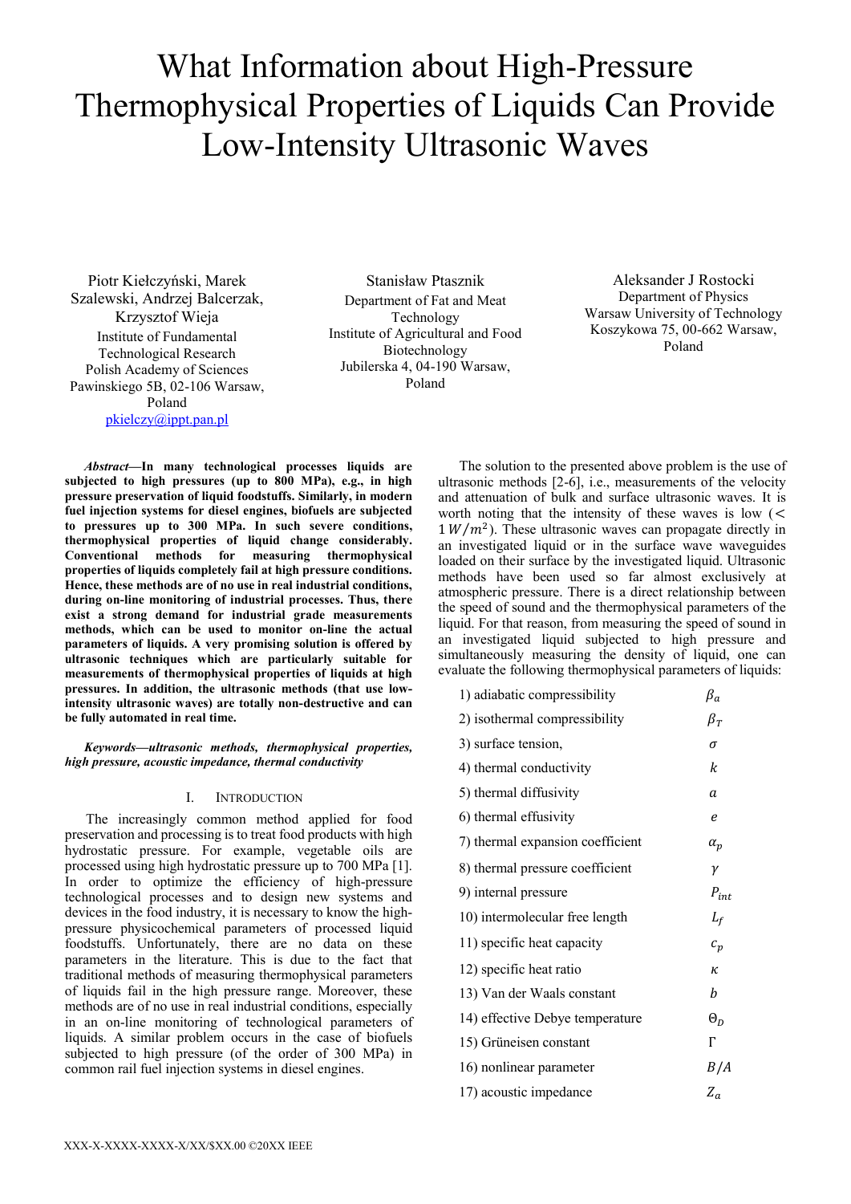# What Information about High-Pressure Thermophysical Properties of Liquids Can Provide Low-Intensity Ultrasonic Waves

Piotr Kiełczyński, Marek Szalewski, Andrzej Balcerzak, Krzysztof Wieja
Institute of Fundamental Technological Research
Polish Academy of Sciences
Pawinskiego 5B, 02-106 Warsaw, Poland
pkielczy@ippt.pan.pl

Stanisław Ptasznik
Department of Fat and Meat Technology
Institute of Agricultural and Food Biotechnology
Jubilerska 4, 04-190 Warsaw, Poland

Aleksander J Rostocki
Department of Physics
Warsaw University of Technology
Koszykowa 75, 00-662 Warsaw, Poland

***Abstract*—In many technological processes liquids are subjected to high pressures (up to 800 MPa), e.g., in high pressure preservation of liquid foodstuffs. Similarly, in modern fuel injection systems for diesel engines, biofuels are subjected to pressures up to 300 MPa. In such severe conditions, thermophysical properties of liquid change considerably. Conventional methods for measuring thermophysical properties of liquids completely fail at high pressure conditions. Hence, these methods are of no use in real industrial conditions, during on-line monitoring of industrial processes. Thus, there exist a strong demand for industrial grade measurements methods, which can be used to monitor on-line the actual parameters of liquids. A very promising solution is offered by ultrasonic techniques which are particularly suitable for measurements of thermophysical properties of liquids at high pressures. In addition, the ultrasonic methods (that use low-intensity ultrasonic waves) are totally non-destructive and can be fully automated in real time.**

***Keywords—ultrasonic methods, thermophysical properties, high pressure, acoustic impedance, thermal conductivity***

## I. Introduction

The increasingly common method applied for food preservation and processing is to treat food products with high hydrostatic pressure. For example, vegetable oils are processed using high hydrostatic pressure up to 700 MPa [1]. In order to optimize the efficiency of high-pressure technological processes and to design new systems and devices in the food industry, it is necessary to know the high-pressure physicochemical parameters of processed liquid foodstuffs. Unfortunately, there are no data on these parameters in the literature. This is due to the fact that traditional methods of measuring thermophysical parameters of liquids fail in the high pressure range. Moreover, these methods are of no use in real industrial conditions, especially in an on-line monitoring of technological parameters of liquids. A similar problem occurs in the case of biofuels subjected to high pressure (of the order of 300 MPa) in common rail fuel injection systems in diesel engines.

The solution to the presented above problem is the use of ultrasonic methods [2-6], i.e., measurements of the velocity and attenuation of bulk and surface ultrasonic waves. It is worth noting that the intensity of these waves is low ($< 1\,W/m^2$). These ultrasonic waves can propagate directly in an investigated liquid or in the surface wave waveguides loaded on their surface by the investigated liquid. Ultrasonic methods have been used so far almost exclusively at atmospheric pressure. There is a direct relationship between the speed of sound and the thermophysical parameters of the liquid. For that reason, from measuring the speed of sound in an investigated liquid subjected to high pressure and simultaneously measuring the density of liquid, one can evaluate the following thermophysical parameters of liquids:

1) adiabatic compressibility $\beta_a$
2) isothermal compressibility $\beta_T$
3) surface tension, $\sigma$
4) thermal conductivity $k$
5) thermal diffusivity $a$
6) thermal effusivity $e$
7) thermal expansion coefficient $\alpha_p$
8) thermal pressure coefficient $\gamma$
9) internal pressure $P_{int}$
10) intermolecular free length $L_f$
11) specific heat capacity $c_p$
12) specific heat ratio $\kappa$
13) Van der Waals constant $b$
14) effective Debye temperature $\Theta_D$
15) Grüneisen constant $\Gamma$
16) nonlinear parameter $B/A$
17) acoustic impedance $Z_a$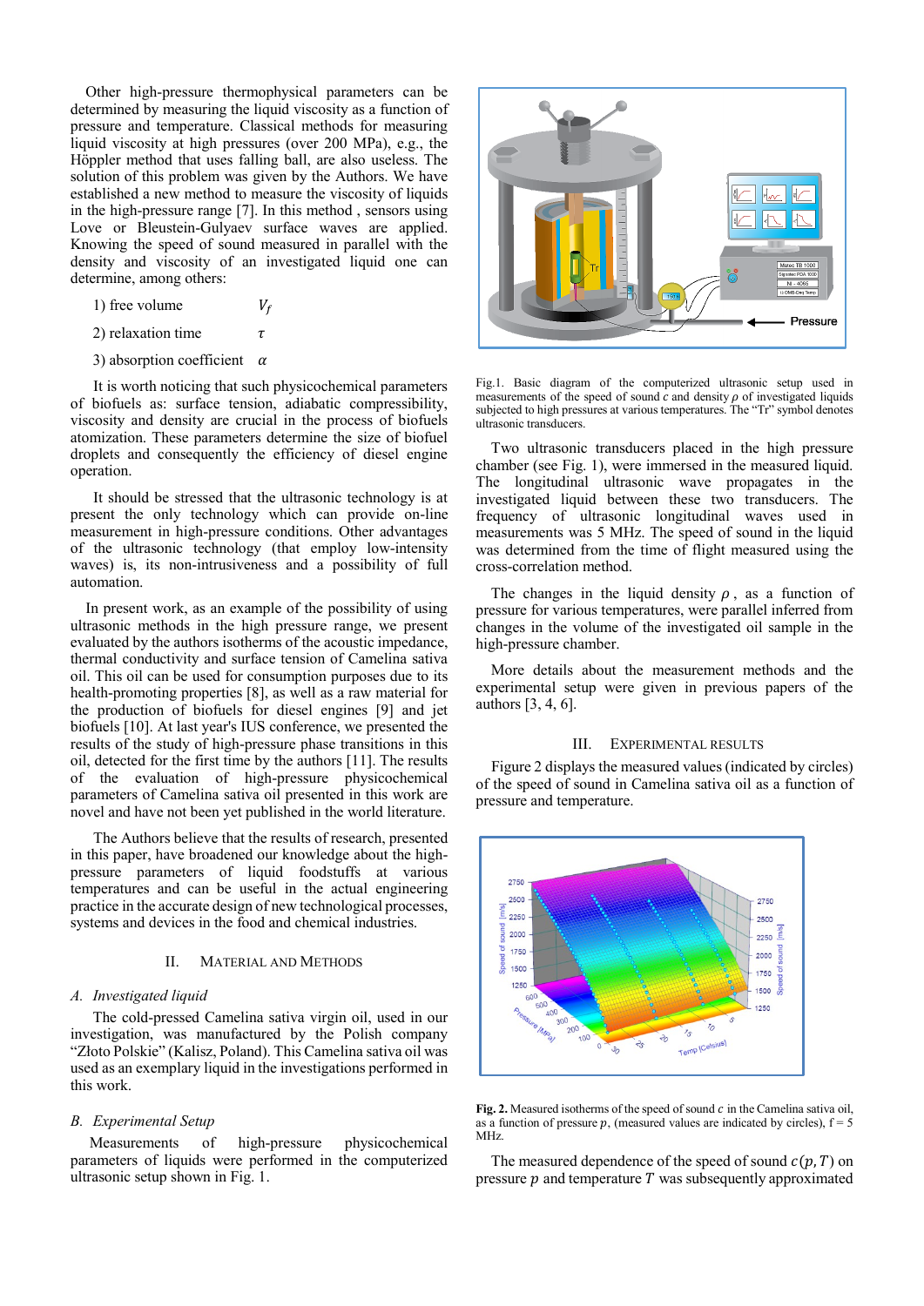Other high-pressure thermophysical parameters can be determined by measuring the liquid viscosity as a function of pressure and temperature. Classical methods for measuring liquid viscosity at high pressures (over 200 MPa), e.g., the Höppler method that uses falling ball, are also useless. The solution of this problem was given by the Authors. We have established a new method to measure the viscosity of liquids in the high-pressure range [7]. In this method , sensors using Love or Bleustein-Gulyaev surface waves are applied. Knowing the speed of sound measured in parallel with the density and viscosity of an investigated liquid one can determine, among others:

1) free volume $V_f$

2) relaxation time $\tau$

3) absorption coefficient $\alpha$

It is worth noticing that such physicochemical parameters of biofuels as: surface tension, adiabatic compressibility, viscosity and density are crucial in the process of biofuel atomization. These parameters determine the size of biofuel droplets and consequently the efficiency of diesel engine operation.

It should be stressed that the ultrasonic technology is at present the only technology which can provide on-line measurement in high-pressure conditions. Other advantages of the ultrasonic technology (that employ low-intensity waves) is, its non-intrusiveness and a possibility of full automation.

In present work, as an example of the possibility of using ultrasonic methods in the high pressure range, we present evaluated by the authors isotherms of the acoustic impedance, thermal conductivity and surface tension of Camelina sativa oil. This oil can be used for consumption purposes due to its health-promoting properties [8], as well as a raw material for the production of biofuels for diesel engines [9] and jet biofuels [10]. At last year's IUS conference, we presented the results of the study of high-pressure phase transitions in this oil, detected for the first time by the authors [11]. The results of the evaluation of high-pressure physicochemical parameters of Camelina sativa oil presented in this work are novel and have not been yet published in the world literature.

The Authors believe that the results of research, presented in this paper, have broadened our knowledge about the high-pressure parameters of liquid foodstuffs at various temperatures and can be useful in the actual engineering practice in the accurate design of new technological processes, systems and devices in the food and chemical industries.

## II. Material and Methods

### A. Investigated liquid

The cold-pressed Camelina sativa virgin oil, used in our investigation, was manufactured by the Polish company "Złoto Polskie" (Kalisz, Poland). This Camelina sativa oil was used as an exemplary liquid in the investigations performed in this work.

### B. Experimental Setup

Measurements of high-pressure physicochemical parameters of liquids were performed in the computerized ultrasonic setup shown in Fig. 1.

Fig.1. Basic diagram of the computerized ultrasonic setup used in measurements of the speed of sound $c$ and density $\rho$ of investigated liquids subjected to high pressures at various temperatures. The "Tr" symbol denotes ultrasonic transducers.

Two ultrasonic transducers placed in the high pressure chamber (see Fig. 1), were immersed in the measured liquid. The longitudinal ultrasonic wave propagates in the investigated liquid between these two transducers. The frequency of ultrasonic longitudinal waves used in measurements was 5 MHz. The speed of sound in the liquid was determined from the time of flight measured using the cross-correlation method.

The changes in the liquid density $\rho$, as a function of pressure for various temperatures, were parallel inferred from changes in the volume of the investigated oil sample in the high-pressure chamber.

More details about the measurement methods and the experimental setup were given in previous papers of the authors [3, 4, 6].

## III. Experimental Results

Figure 2 displays the measured values (indicated by circles) of the speed of sound in Camelina sativa oil as a function of pressure and temperature.

**Fig. 2.** Measured isotherms of the speed of sound $c$ in the Camelina sativa oil, as a function of pressure $p$, (measured values are indicated by circles), f = 5 MHz.

The measured dependence of the speed of sound $c(p, T)$ on pressure $p$ and temperature $T$ was subsequently approximated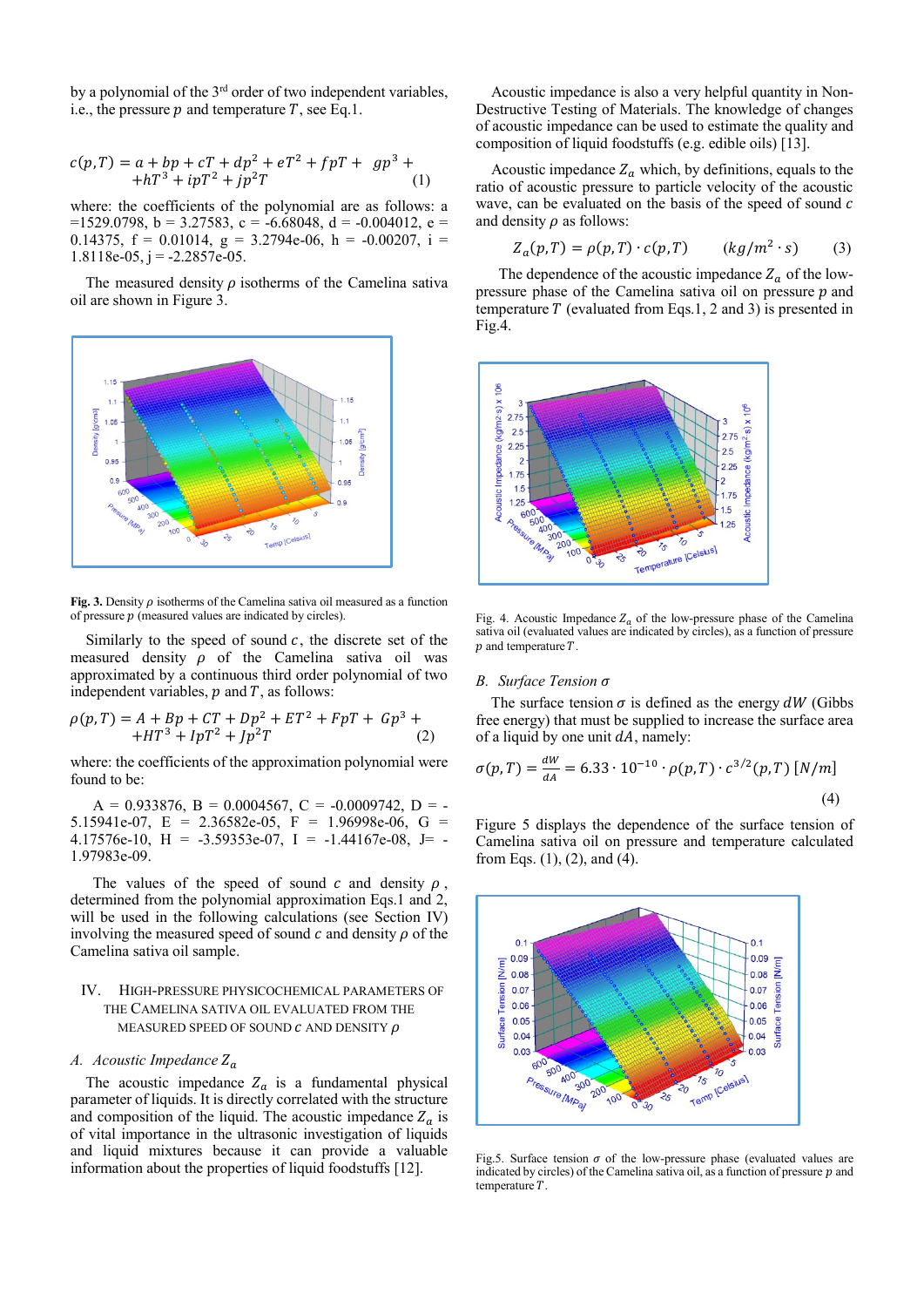by a polynomial of the 3rd order of two independent variables, i.e., the pressure $p$ and temperature $T$, see Eq.1.

$$c(p,T) = a + bp + cT + dp^2 + eT^2 + fpT + gp^3 + hT^3 + ipT^2 + jp^2T \quad (1)$$

where: the coefficients of the polynomial are as follows: a =1529.0798, b = 3.27583, c = -6.68048, d = -0.004012, e = 0.14375, f = 0.01014, g = 3.2794e-06, h = -0.00207, i = 1.8118e-05, j = -2.2857e-05.

The measured density $\rho$ isotherms of the Camelina sativa oil are shown in Figure 3.

**Fig. 3.** Density $\rho$ isotherms of the Camelina sativa oil measured as a function of pressure $p$ (measured values are indicated by circles).

Similarly to the speed of sound $c$, the discrete set of the measured density $\rho$ of the Camelina sativa oil was approximated by a continuous third order polynomial of two independent variables, $p$ and $T$, as follows:

$$\rho(p,T) = A + Bp + CT + Dp^2 + ET^2 + FpT + Gp^3 + HT^3 + IpT^2 + Jp^2T \quad (2)$$

where: the coefficients of the approximation polynomial were found to be:

A = 0.933876, B = 0.0004567, C = -0.0009742, D = -5.15941e-07, E = 2.36582e-05, F = 1.96998e-06, G = 4.17576e-10, H = -3.59353e-07, I = -1.44167e-08, J= -1.97983e-09.

The values of the speed of sound $c$ and density $\rho$, determined from the polynomial approximation Eqs.1 and 2, will be used in the following calculations (see Section IV) involving the measured speed of sound $c$ and density $\rho$ of the Camelina sativa oil sample.

## IV. High-Pressure Physicochemical Parameters of the Camelina Sativa Oil Evaluated from the Measured Speed of Sound $c$ and Density $\rho$

### A. *Acoustic Impedance* $Z_a$

The acoustic impedance $Z_a$ is a fundamental physical parameter of liquids. It is directly correlated with the structure and composition of the liquid. The acoustic impedance $Z_a$ is of vital importance in the ultrasonic investigation of liquids and liquid mixtures because it can provide a valuable information about the properties of liquid foodstuffs [12].

Acoustic impedance is also a very helpful quantity in Non-Destructive Testing of Materials. The knowledge of changes of acoustic impedance can be used to estimate the quality and composition of liquid foodstuffs (e.g. edible oils) [13].

Acoustic impedance $Z_a$ which, by definitions, equals to the ratio of acoustic pressure to particle velocity of the acoustic wave, can be evaluated on the basis of the speed of sound $c$ and density $\rho$ as follows:

$$Z_a(p,T) = \rho(p,T) \cdot c(p,T) \qquad (kg/m^2 \cdot s) \quad (3)$$

The dependence of the acoustic impedance $Z_a$ of the low-pressure phase of the Camelina sativa oil on pressure $p$ and temperature $T$ (evaluated from Eqs.1, 2 and 3) is presented in Fig.4.

Fig. 4. Acoustic Impedance $Z_a$ of the low-pressure phase of the Camelina sativa oil (evaluated values are indicated by circles), as a function of pressure $p$ and temperature $T$.

### B. *Surface Tension* $\sigma$

The surface tension $\sigma$ is defined as the energy $dW$ (Gibbs free energy) that must be supplied to increase the surface area of a liquid by one unit $dA$, namely:

$$\sigma(p,T) = \frac{dW}{dA} = 6.33 \cdot 10^{-10} \cdot \rho(p,T) \cdot c^{3/2}(p,T) \; [N/m] \quad (4)$$

Figure 5 displays the dependence of the surface tension of Camelina sativa oil on pressure and temperature calculated from Eqs. (1), (2), and (4).

Fig.5. Surface tension $\sigma$ of the low-pressure phase (evaluated values are indicated by circles) of the Camelina sativa oil, as a function of pressure $p$ and temperature $T$.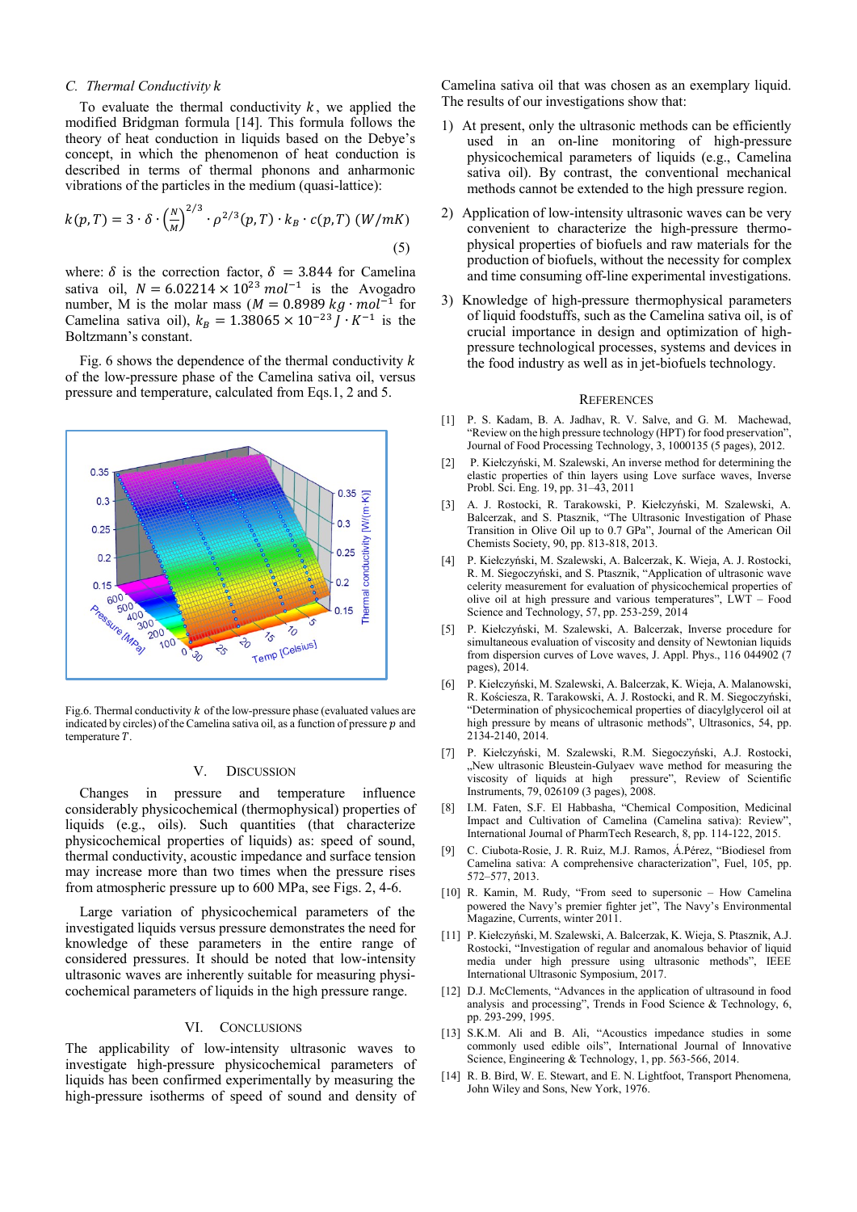### C. Thermal Conductivity $k$

To evaluate the thermal conductivity $k$, we applied the modified Bridgman formula [14]. This formula follows the theory of heat conduction in liquids based on the Debye's concept, in which the phenomenon of heat conduction is described in terms of thermal phonons and anharmonic vibrations of the particles in the medium (quasi-lattice):

$$k(p,T) = 3 \cdot \delta \cdot \left(\frac{N}{M}\right)^{2/3} \cdot \rho^{2/3}(p,T) \cdot k_B \cdot c(p,T) \; (W/mK) \tag{5}$$

where: $\delta$ is the correction factor, $\delta = 3.844$ for Camelina sativa oil, $N = 6.02214 \times 10^{23}\ mol^{-1}$ is the Avogadro number, M is the molar mass ($M = 0.8989\ kg \cdot mol^{-1}$ for Camelina sativa oil), $k_B = 1.38065 \times 10^{-23}\ J \cdot K^{-1}$ is the Boltzmann's constant.

Fig. 6 shows the dependence of the thermal conductivity $k$ of the low-pressure phase of the Camelina sativa oil, versus pressure and temperature, calculated from Eqs.1, 2 and 5.

0.35
0.3
0.25
0.2
0.15
600
500
400
300
200
100
0
Pressure (MPa)
30
25
20
15
10
5
Temp [Celsius]
0.35
0.3
0.25
0.2
0.15
Thermal conductivity [W/(m·K)]

Fig.6. Thermal conductivity $k$ of the low-pressure phase (evaluated values are indicated by circles) of the Camelina sativa oil, as a function of pressure $p$ and temperature $T$.

## V. Discussion

Changes in pressure and temperature influence considerably physicochemical (thermophysical) properties of liquids (e.g., oils). Such quantities (that characterize physicochemical properties of liquids) as: speed of sound, thermal conductivity, acoustic impedance and surface tension may increase more than two times when the pressure rises from atmospheric pressure up to 600 MPa, see Figs. 2, 4-6.

Large variation of physicochemical parameters of the investigated liquids versus pressure demonstrates the need for knowledge of these parameters in the entire range of considered pressures. It should be noted that low-intensity ultrasonic waves are inherently suitable for measuring physicochemical parameters of liquids in the high pressure range.

## VI. Conclusions

The applicability of low-intensity ultrasonic waves to investigate high-pressure physicochemical parameters of liquids has been confirmed experimentally by measuring the high-pressure isotherms of speed of sound and density of Camelina sativa oil that was chosen as an exemplary liquid. The results of our investigations show that:

1) At present, only the ultrasonic methods can be efficiently used in an on-line monitoring of high-pressure physicochemical parameters of liquids (e.g., Camelina sativa oil). By contrast, the conventional mechanical methods cannot be extended to the high pressure region.

2) Application of low-intensity ultrasonic waves can be very convenient to characterize the high-pressure thermo-physical properties of biofuels and raw materials for the production of biofuels, without the necessity for complex and time consuming off-line experimental investigations.

3) Knowledge of high-pressure thermophysical parameters of liquid foodstuffs, such as the Camelina sativa oil, is of crucial importance in design and optimization of high-pressure technological processes, systems and devices in the food industry as well as in jet-biofuels technology.

## References

[1] P. S. Kadam, B. A. Jadhav, R. V. Salve, and G. M. Machewad, "Review on the high pressure technology (HPT) for food preservation", Journal of Food Processing Technology, 3, 1000135 (5 pages), 2012.

[2] P. Kiełczyński, M. Szalewski, An inverse method for determining the elastic properties of thin layers using Love surface waves, Inverse Probl. Sci. Eng. 19, pp. 31–43, 2011

[3] A. J. Rostocki, R. Tarakowski, P. Kiełczyński, M. Szalewski, A. Balcerzak, and S. Ptasznik, "The Ultrasonic Investigation of Phase Transition in Olive Oil up to 0.7 GPa", Journal of the American Oil Chemists Society, 90, pp. 813-818, 2013.

[4] P. Kiełczyński, M. Szalewski, A. Balcerzak, K. Wieja, A. J. Rostocki, R. M. Siegoczyński, and S. Ptasznik, "Application of ultrasonic wave celerity measurement for evaluation of physicochemical properties of olive oil at high pressure and various temperatures", LWT – Food Science and Technology, 57, pp. 253-259, 2014

[5] P. Kiełczyński, M. Szalewski, A. Balcerzak, Inverse procedure for simultaneous evaluation of viscosity and density of Newtonian liquids from dispersion curves of Love waves, J. Appl. Phys., 116 044902 (7 pages), 2014.

[6] P. Kiełczyński, M. Szalewski, A. Balcerzak, K. Wieja, A. Malanowski, R. Kościesza, R. Tarakowski, A. J. Rostocki, and R. M. Siegoczyński, "Determination of physicochemical properties of diacylglycerol oil at high pressure by means of ultrasonic methods", Ultrasonics, 54, pp. 2134-2140, 2014.

[7] P. Kiełczyński, M. Szalewski, R.M. Siegoczyński, A.J. Rostocki, „New ultrasonic Bleustein-Gulyaev wave method for measuring the viscosity of liquids at high pressure", Review of Scientific Instruments, 79, 026109 (3 pages), 2008.

[8] I.M. Faten, S.F. El Habbasha, "Chemical Composition, Medicinal Impact and Cultivation of Camelina (Camelina sativa): Review", International Journal of PharmTech Research, 8, pp. 114-122, 2015.

[9] C. Ciubota-Rosie, J. R. Ruiz, M.J. Ramos, Á.Pérez, "Biodiesel from Camelina sativa: A comprehensive characterization", Fuel, 105, pp. 572–577, 2013.

[10] R. Kamin, M. Rudy, "From seed to supersonic – How Camelina powered the Navy's premier fighter jet", The Navy's Environmental Magazine, Currents, winter 2011.

[11] P. Kiełczyński, M. Szalewski, A. Balcerzak, K. Wieja, S. Ptasznik, A.J. Rostocki, "Investigation of regular and anomalous behavior of liquid media under high pressure using ultrasonic methods", IEEE International Ultrasonic Symposium, 2017.

[12] D.J. McClements, "Advances in the application of ultrasound in food analysis and processing", Trends in Food Science & Technology, 6, pp. 293-299, 1995.

[13] S.K.M. Ali and B. Ali, "Acoustics impedance studies in some commonly used edible oils", International Journal of Innovative Science, Engineering & Technology, 1, pp. 563-566, 2014.

[14] R. B. Bird, W. E. Stewart, and E. N. Lightfoot, Transport Phenomena, John Wiley and Sons, New York, 1976.